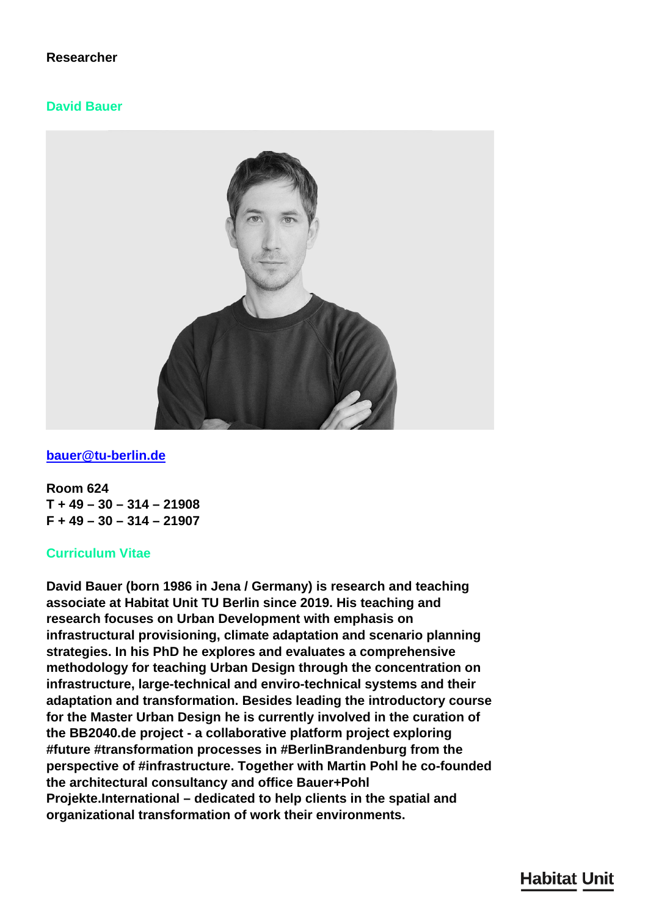**Researcher**

## David Bauer

[bauer@tu-berlin.de](mailto:bauer@tu-berlin.de)

**Room 624**
**T + 49 – 30 – 314 – 21908**
**F + 49 – 30 – 314 – 21907**

## Curriculum Vitae

**David Bauer (born 1986 in Jena / Germany) is research and teaching associate at Habitat Unit TU Berlin since 2019. His teaching and research focuses on Urban Development with emphasis on infrastructural provisioning, climate adaptation and scenario planning strategies. In his PhD he explores and evaluates a comprehensive methodology for teaching Urban Design through the concentration on infrastructure, large-technical and enviro-technical systems and their adaptation and transformation. Besides leading the introductory course for the Master Urban Design he is currently involved in the curation of the BB2040.de project - a collaborative platform project exploring #future #transformation processes in #BerlinBrandenburg from the perspective of #infrastructure. Together with Martin Pohl he co-founded the architectural consultancy and office Bauer+Pohl Projekte.International – dedicated to help clients in the spatial and organizational transformation of work their environments.**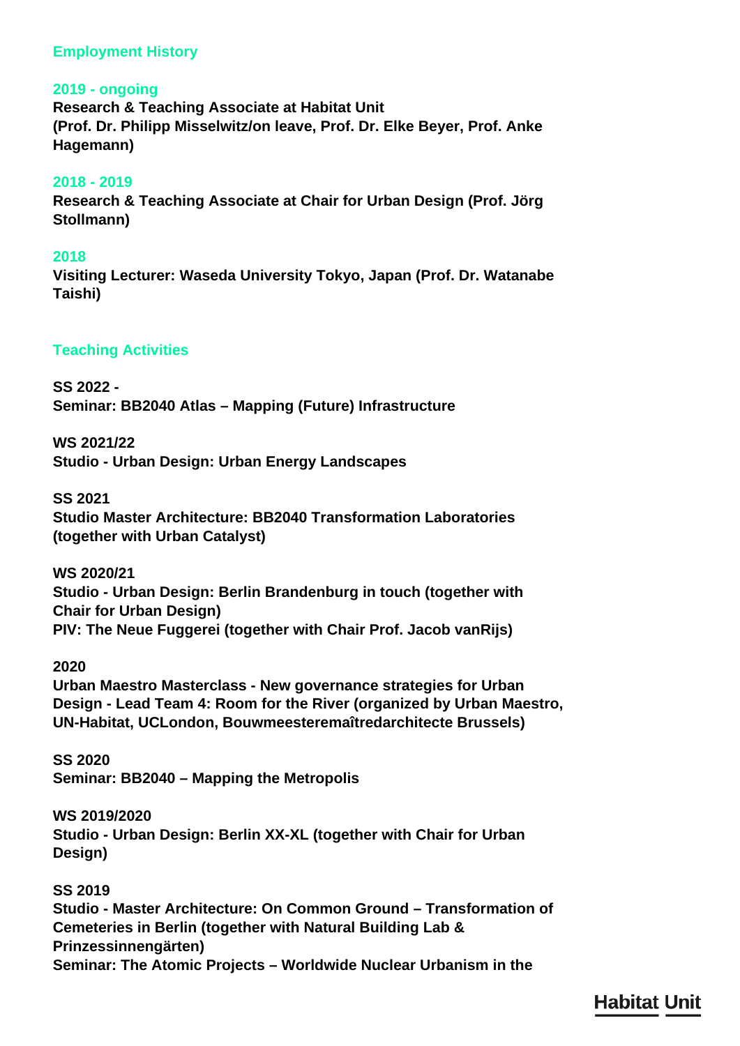## Employment History

**2019 - ongoing**
**Research & Teaching Associate at Habitat Unit (Prof. Dr. Philipp Misselwitz/on leave, Prof. Dr. Elke Beyer, Prof. Anke Hagemann)**

**2018 - 2019**
**Research & Teaching Associate at Chair for Urban Design (Prof. Jörg Stollmann)**

**2018**
**Visiting Lecturer: Waseda University Tokyo, Japan (Prof. Dr. Watanabe Taishi)**

## Teaching Activities

**SS 2022 -**
**Seminar: BB2040 Atlas – Mapping (Future) Infrastructure**

**WS 2021/22**
**Studio - Urban Design: Urban Energy Landscapes**

**SS 2021**
**Studio Master Architecture: BB2040 Transformation Laboratories (together with Urban Catalyst)**

**WS 2020/21**
**Studio - Urban Design: Berlin Brandenburg in touch (together with Chair for Urban Design)**
**PIV: The Neue Fuggerei (together with Chair Prof. Jacob vanRijs)**

**2020**
**Urban Maestro Masterclass - New governance strategies for Urban Design - Lead Team 4: Room for the River (organized by Urban Maestro, UN-Habitat, UCLondon, Bouwmeesteremaîtredarchitecte Brussels)**

**SS 2020**
**Seminar: BB2040 – Mapping the Metropolis**

**WS 2019/2020**
**Studio - Urban Design: Berlin XX-XL (together with Chair for Urban Design)**

**SS 2019**
**Studio - Master Architecture: On Common Ground – Transformation of Cemeteries in Berlin (together with Natural Building Lab & Prinzessinnengärten)**
**Seminar: The Atomic Projects – Worldwide Nuclear Urbanism in the**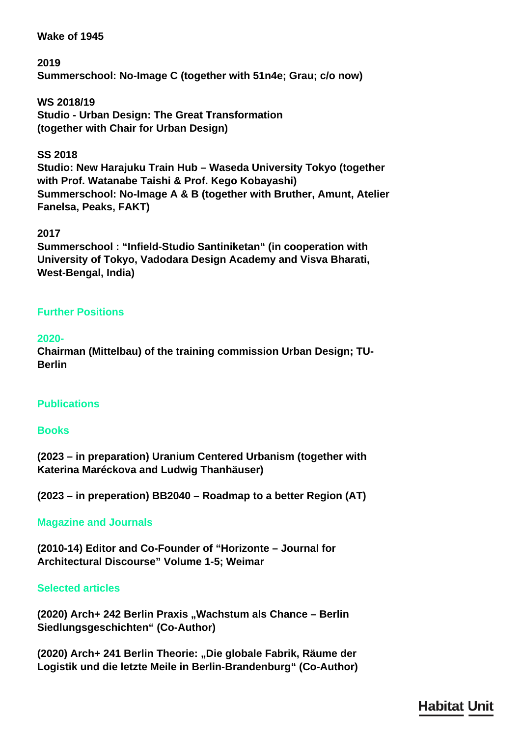**Wake of 1945**

**2019**
**Summerschool: No-Image C (together with 51n4e; Grau; c/o now)**

**WS 2018/19**
**Studio - Urban Design: The Great Transformation**
**(together with Chair for Urban Design)**

**SS 2018**
**Studio: New Harajuku Train Hub – Waseda University Tokyo (together with Prof. Watanabe Taishi & Prof. Kego Kobayashi)**
**Summerschool: No-Image A & B (together with Bruther, Amunt, Atelier Fanelsa, Peaks, FAKT)**

**2017**
**Summerschool : "Infield-Studio Santiniketan" (in cooperation with University of Tokyo, Vadodara Design Academy and Visva Bharati, West-Bengal, India)**

## Further Positions

**2020-**
**Chairman (Mittelbau) of the training commission Urban Design; TU-Berlin**

## Publications

### Books

**(2023 – in preparation) Uranium Centered Urbanism (together with Katerina Maréckova and Ludwig Thanhäuser)**

**(2023 – in preperation) BB2040 – Roadmap to a better Region (AT)**

### Magazine and Journals

**(2010-14) Editor and Co-Founder of "Horizonte – Journal for Architectural Discourse" Volume 1-5; Weimar**

### Selected articles

**(2020) Arch+ 242 Berlin Praxis „Wachstum als Chance – Berlin Siedlungsgeschichten" (Co-Author)**

**(2020) Arch+ 241 Berlin Theorie: „Die globale Fabrik, Räume der Logistik und die letzte Meile in Berlin-Brandenburg" (Co-Author)**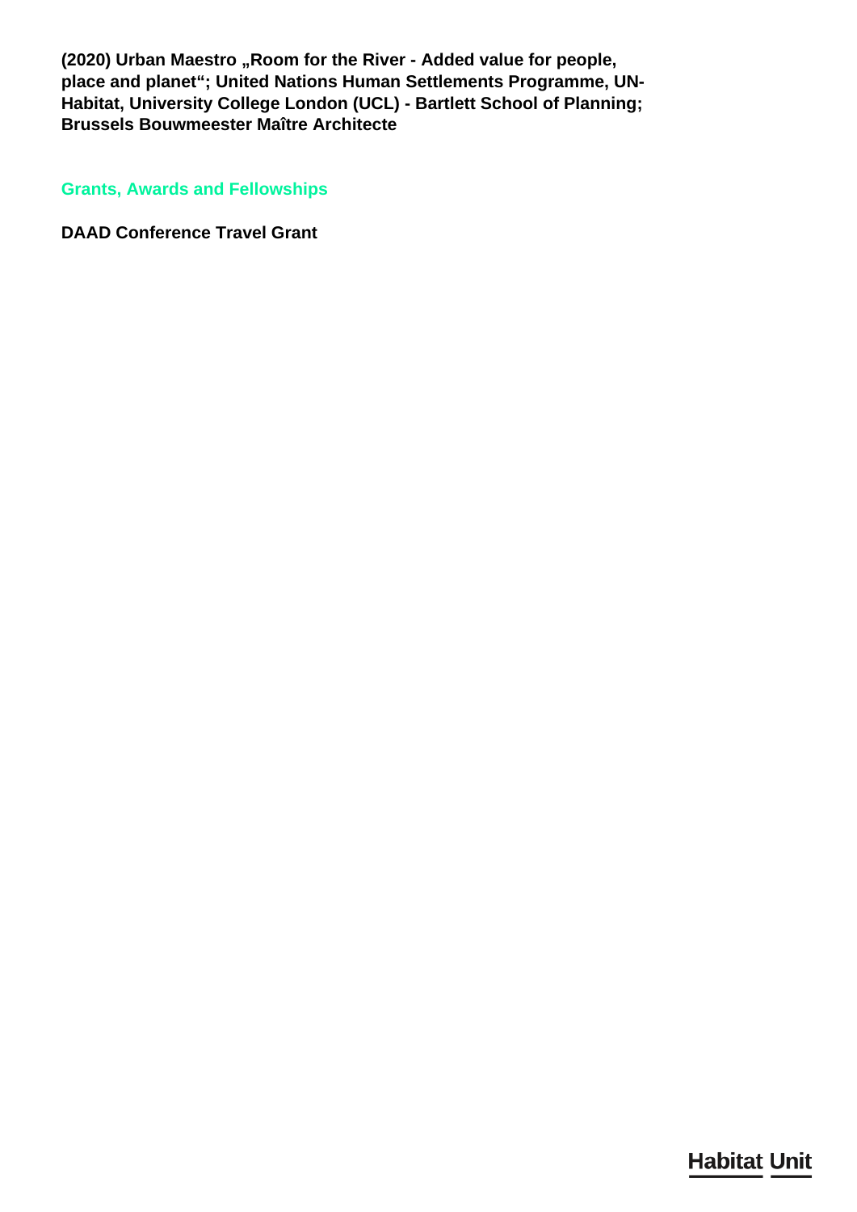**(2020) Urban Maestro „Room for the River - Added value for people, place and planet“; United Nations Human Settlements Programme, UN-Habitat, University College London (UCL) - Bartlett School of Planning; Brussels Bouwmeester Maître Architecte**

## Grants, Awards and Fellowships

**DAAD Conference Travel Grant**